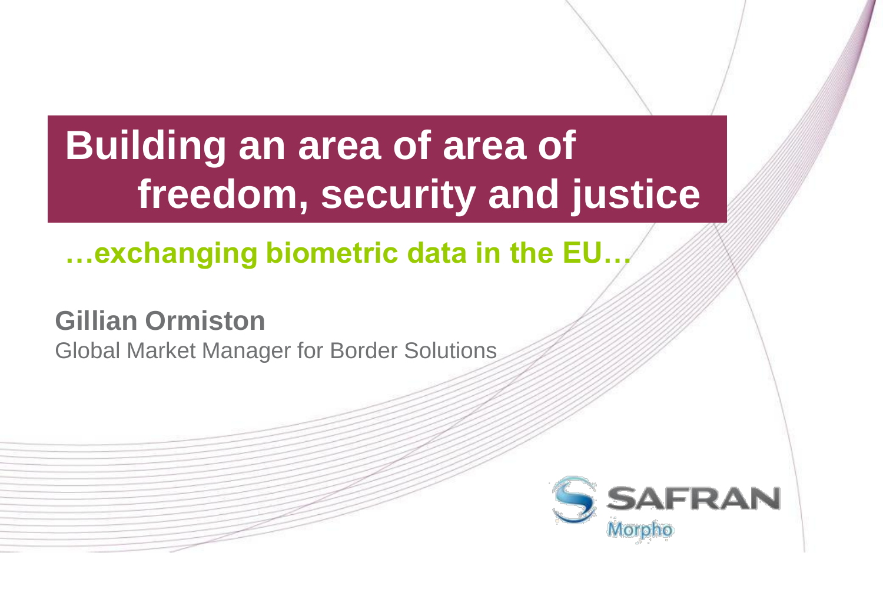# Building an area of area of freedom, security and justice

## …exchanging biometric data in the EU…

**Gillian Ormiston**

Global Market Manager for Border Solutions

SAFRAN

Morpho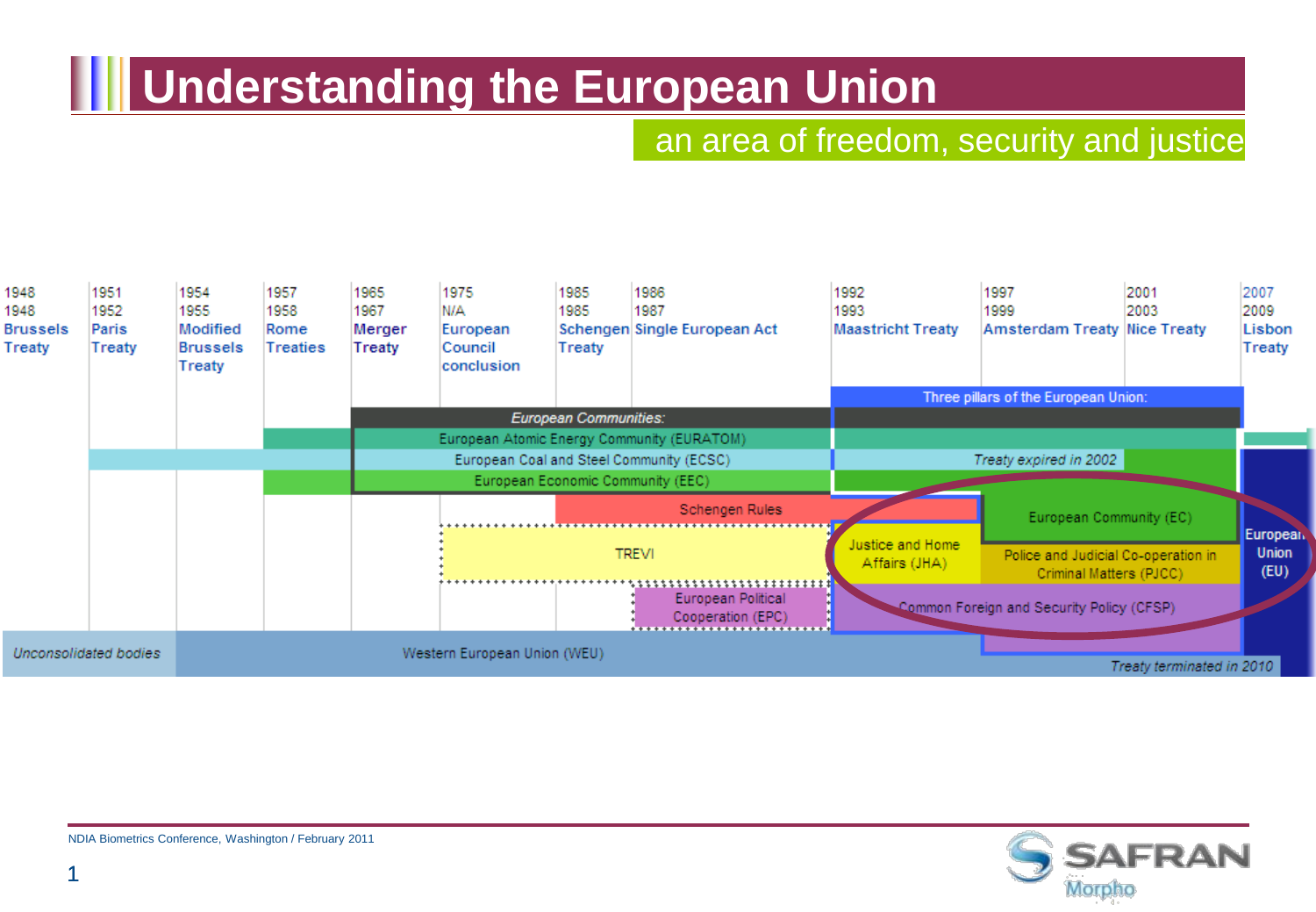# Understanding the European Union

## an area of freedom, security and justice

| 1948 | 1951 | 1954 | 1957 | 1965 | 1975 | 1985 | 1986 | 1992 | 1997 | 2001 | 2007 |
|---|---|---|---|---|---|---|---|---|---|---|---|
| 1948 | 1952 | 1955 | 1958 | 1967 | N/A | 1985 | 1987 | 1993 | 1999 | 2003 | 2009 |
| Brussels Treaty | Paris Treaty | Modified Brussels Treaty | Rome Treaties | Merger Treaty | European Council conclusion | Schengen Treaty | Single European Act | Maastricht Treaty | Amsterdam Treaty | Nice Treaty | Lisbon Treaty |

Three pillars of the European Union:

European Communities:

- European Atomic Energy Community (EURATOM)
- European Coal and Steel Community (ECSC) — Treaty expired in 2002
- European Economic Community (EEC)
- European Community (EC)
- Schengen Rules
- TREVI
- Justice and Home Affairs (JHA)
- Police and Judicial Co-operation in Criminal Matters (PJCC)
- European Political Cooperation (EPC)
- Common Foreign and Security Policy (CFSP)
- European Union (EU)

Unconsolidated bodies: Western European Union (WEU) — Treaty terminated in 2010

NDIA Biometrics Conference, Washington / February 2011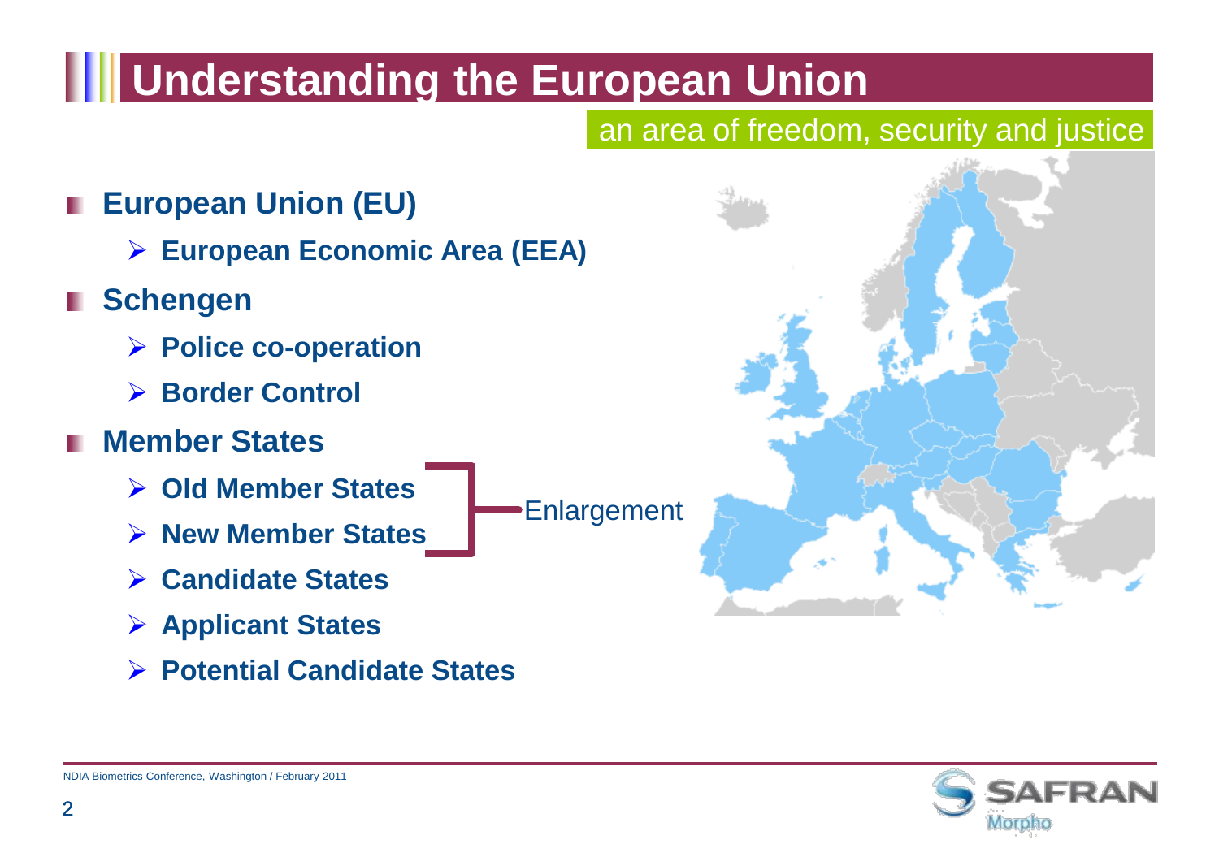# Understanding the European Union

## an area of freedom, security and justice

- **European Union (EU)**
  - **European Economic Area (EEA)**
- **Schengen**
  - **Police co-operation**
  - **Border Control**
- **Member States**
  - **Old Member States**
  - **New Member States**
  - **Candidate States**
  - **Applicant States**
  - **Potential Candidate States**

Enlargement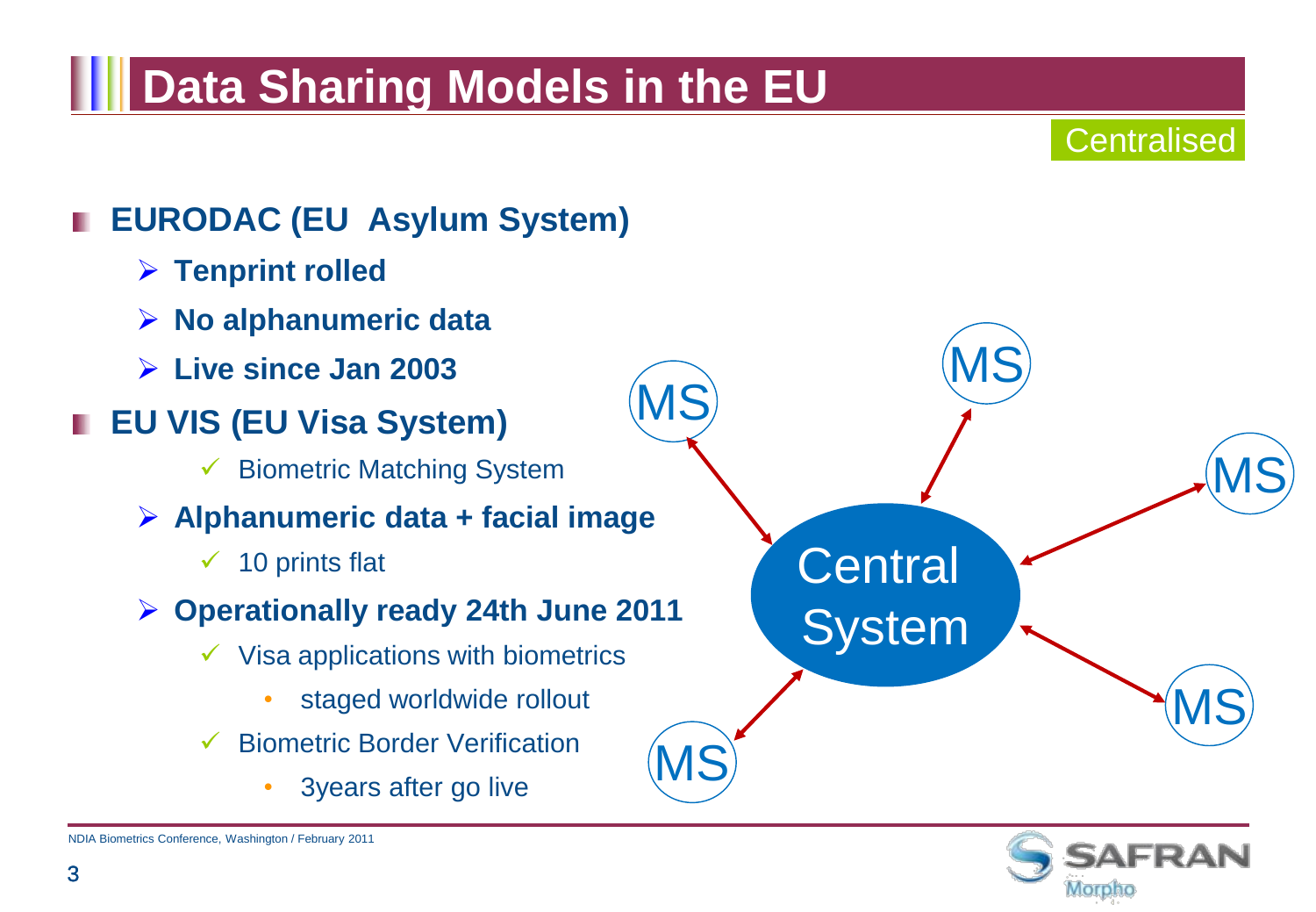# Data Sharing Models in the EU

Centralised

- **EURODAC (EU Asylum System)**
  - **Tenprint rolled**
  - **No alphanumeric data**
  - **Live since Jan 2003**
- **EU VIS (EU Visa System)**
  - Biometric Matching System
  - **Alphanumeric data + facial image**
    - 10 prints flat
  - **Operationally ready 24th June 2011**
    - Visa applications with biometrics
      - staged worldwide rollout
    - Biometric Border Verification
      - 3years after go live

Central System

MS

MS

MS

MS

MS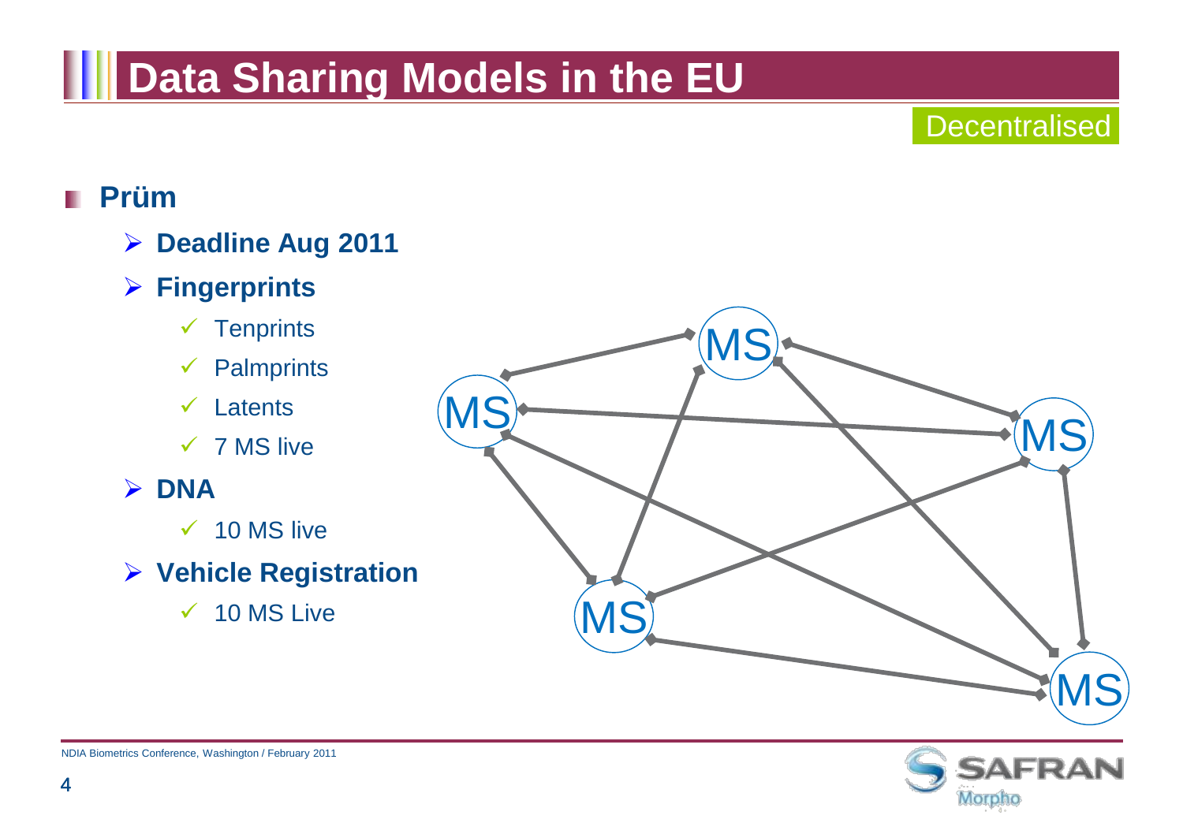# Data Sharing Models in the EU

Decentralised

- **Prüm**
  - **Deadline Aug 2011**
  - **Fingerprints**
    - ✓ Tenprints
    - ✓ Palmprints
    - ✓ Latents
    - ✓ 7 MS live
  - **DNA**
    - ✓ 10 MS live
  - **Vehicle Registration**
    - ✓ 10 MS Live

MS MS MS MS MS

NDIA Biometrics Conference, Washington / February 2011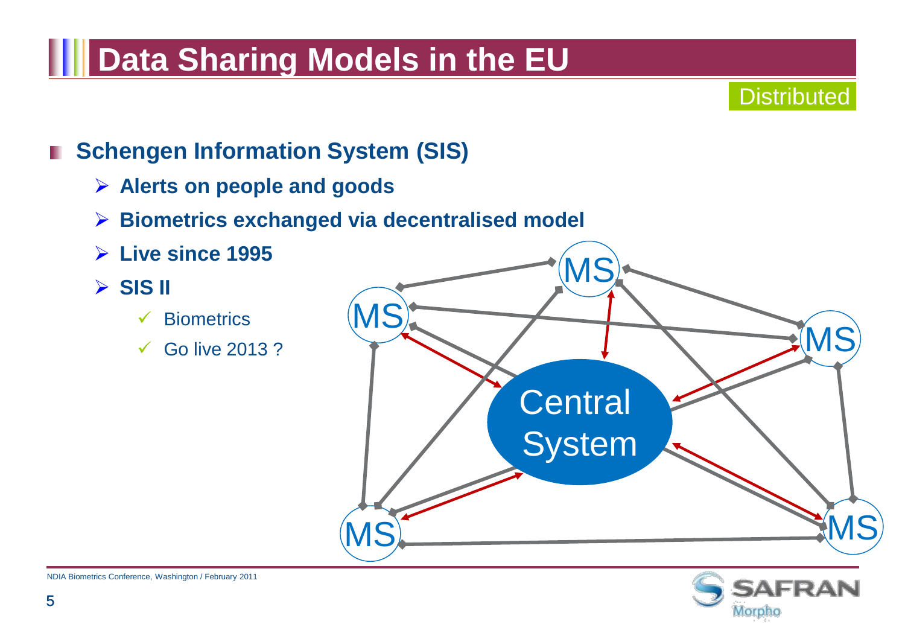# Data Sharing Models in the EU

Distributed

- **Schengen Information System (SIS)**
  - **Alerts on people and goods**
  - **Biometrics exchanged via decentralised model**
  - **Live since 1995**
  - **SIS II**
    - ✓ Biometrics
    - ✓ Go live 2013 ?

MS

MS

MS

Central System

MS

MS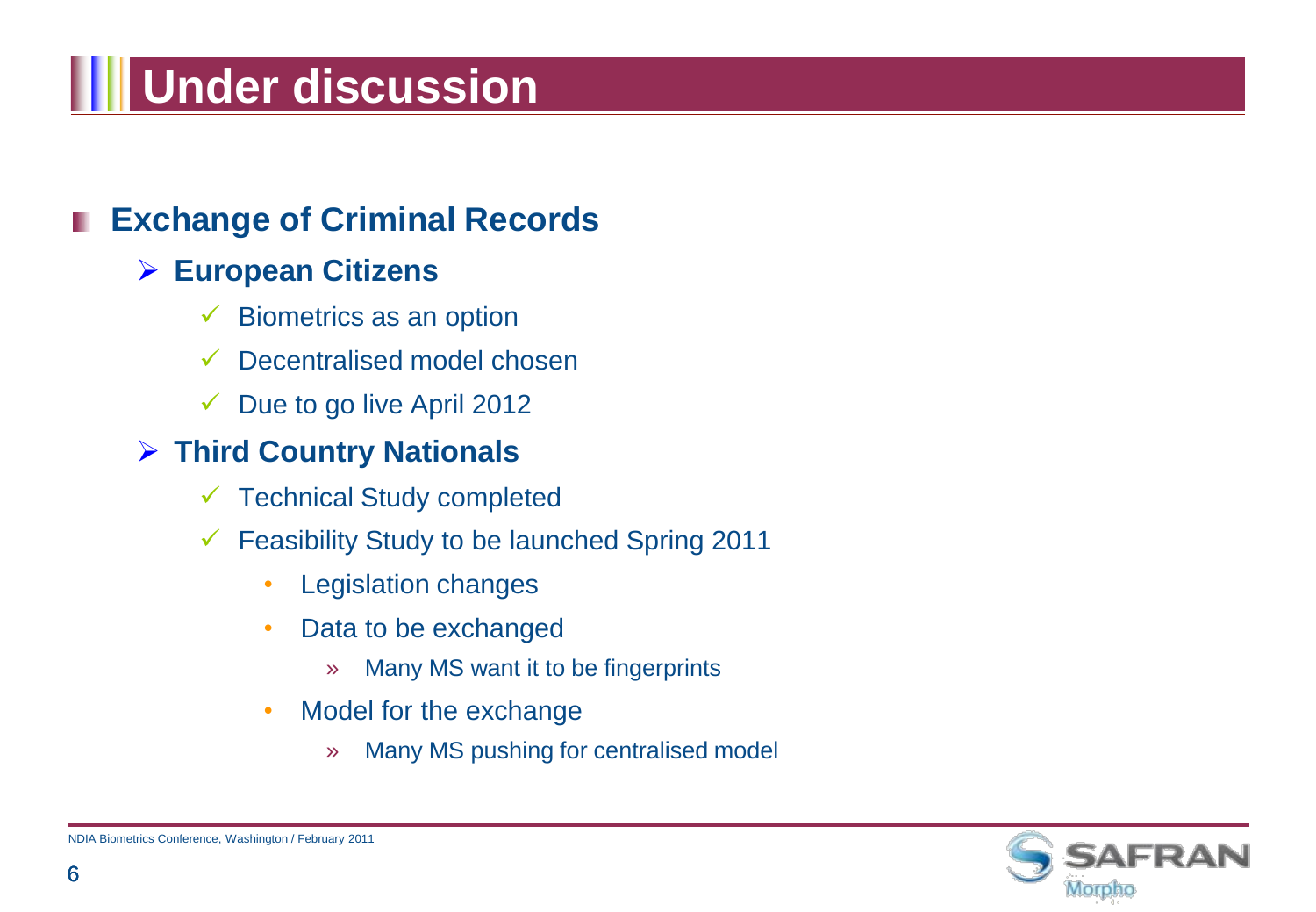# Under discussion

## Exchange of Criminal Records

- **European Citizens**
  - Biometrics as an option
  - Decentralised model chosen
  - Due to go live April 2012
- **Third Country Nationals**
  - Technical Study completed
  - Feasibility Study to be launched Spring 2011
    - Legislation changes
    - Data to be exchanged
      - Many MS want it to be fingerprints
    - Model for the exchange
      - Many MS pushing for centralised model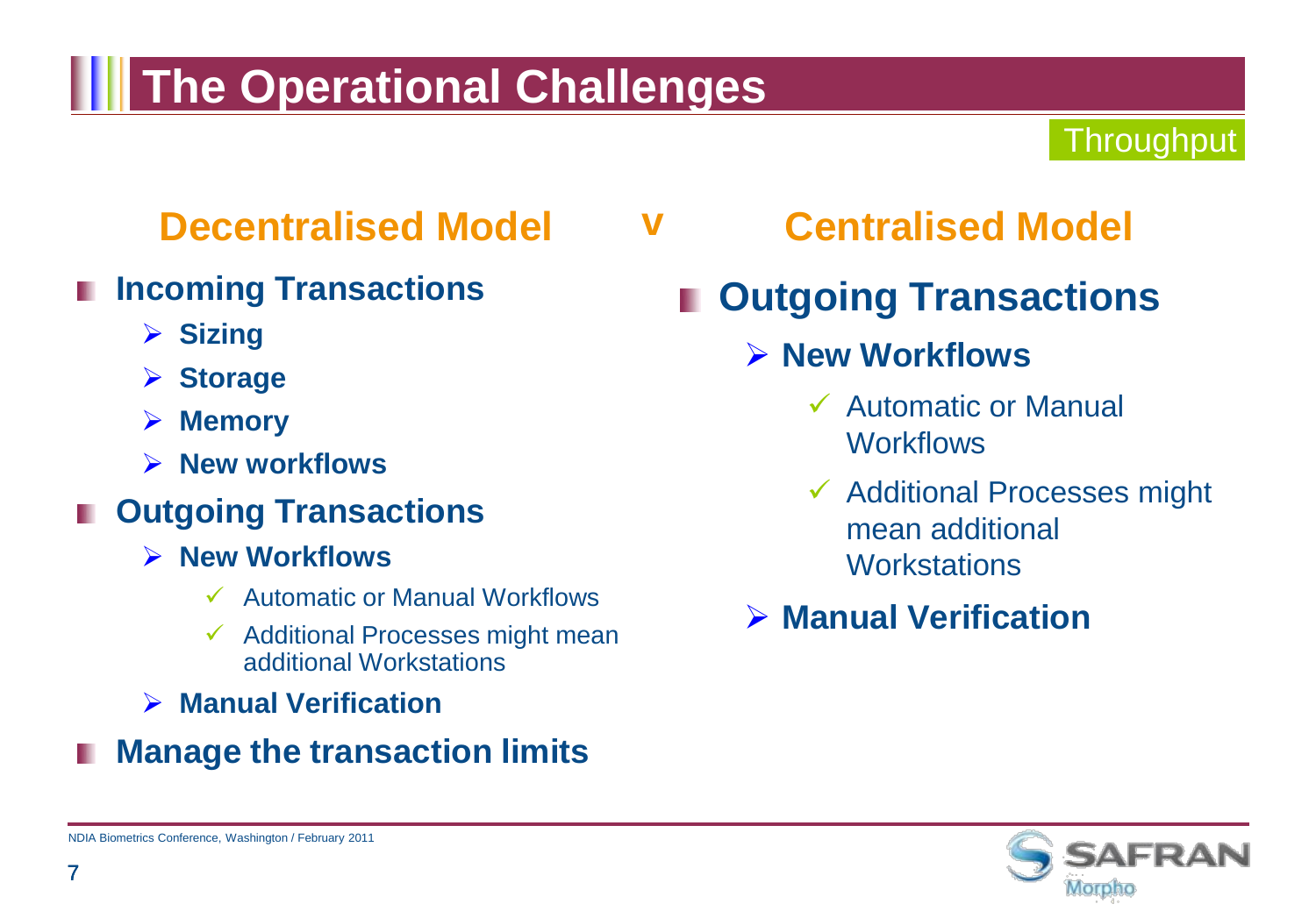# The Operational Challenges

Throughput

## Decentralised Model v Centralised Model

**Decentralised Model**

- **Incoming Transactions**
  - **Sizing**
  - **Storage**
  - **Memory**
  - **New workflows**
- **Outgoing Transactions**
  - **New Workflows**
    - ✓ Automatic or Manual Workflows
    - ✓ Additional Processes might mean additional Workstations
  - **Manual Verification**
- **Manage the transaction limits**

**Centralised Model**

- **Outgoing Transactions**
  - **New Workflows**
    - ✓ Automatic or Manual Workflows
    - ✓ Additional Processes might mean additional Workstations
  - **Manual Verification**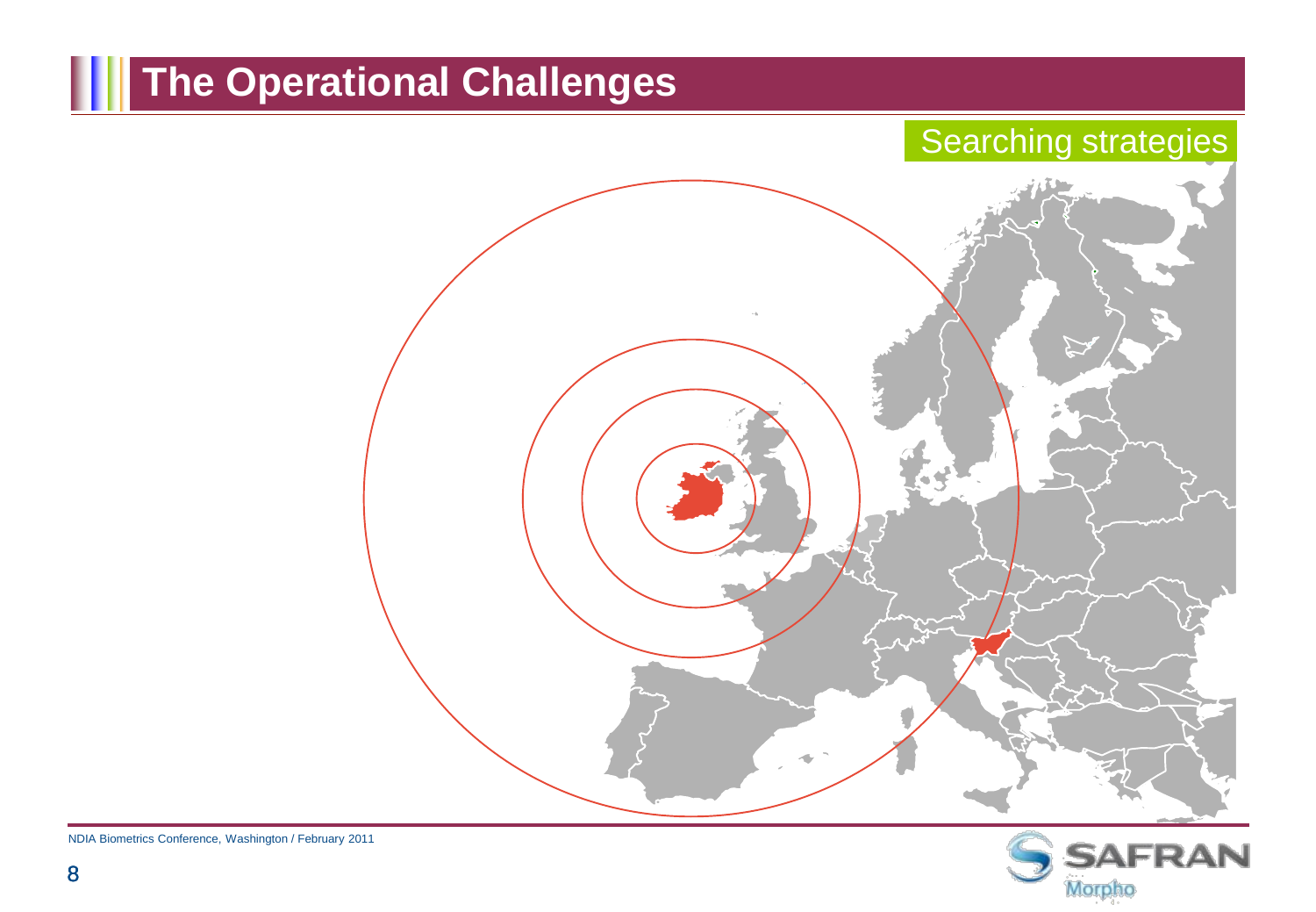# The Operational Challenges

## Searching strategies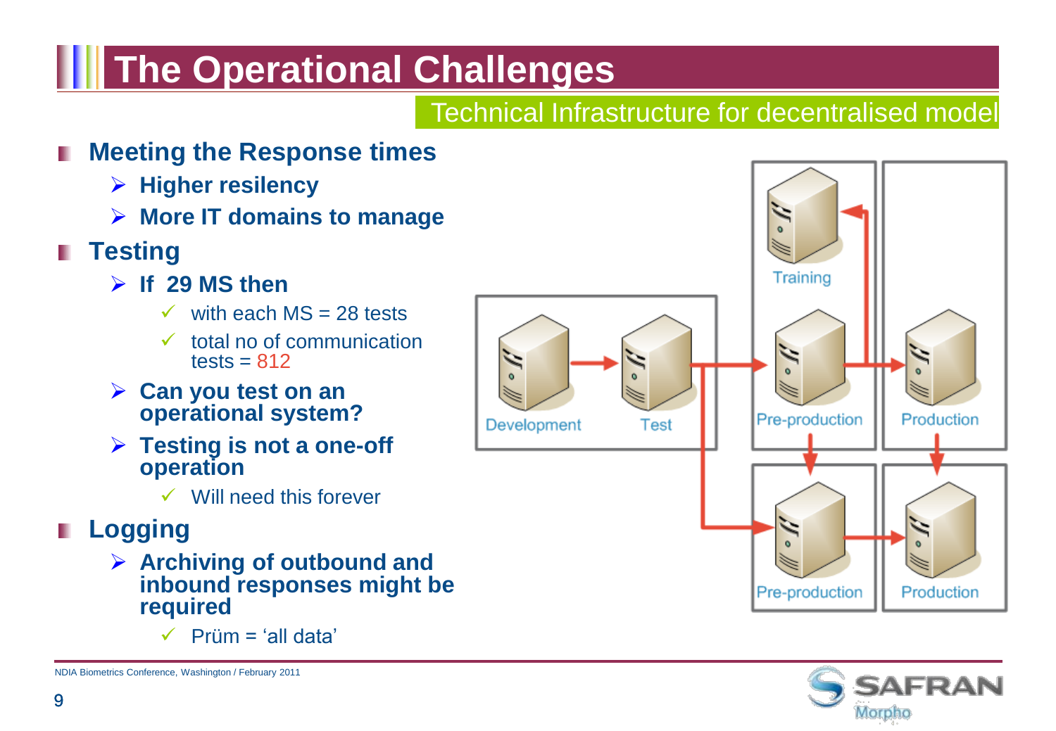# The Operational Challenges

## Technical Infrastructure for decentralised model

- **Meeting the Response times**
  - **Higher resiliency**
  - **More IT domains to manage**
- **Testing**
  - **If 29 MS then**
    - with each MS = 28 tests
    - total no of communication tests = 812
  - **Can you test on an operational system?**
  - **Testing is not a one-off operation**
    - Will need this forever
- **Logging**
  - **Archiving of outbound and inbound responses might be required**
    - Prüm = 'all data'

Development → Test → Pre-production / Training / Production

NDIA Biometrics Conference, Washington / February 2011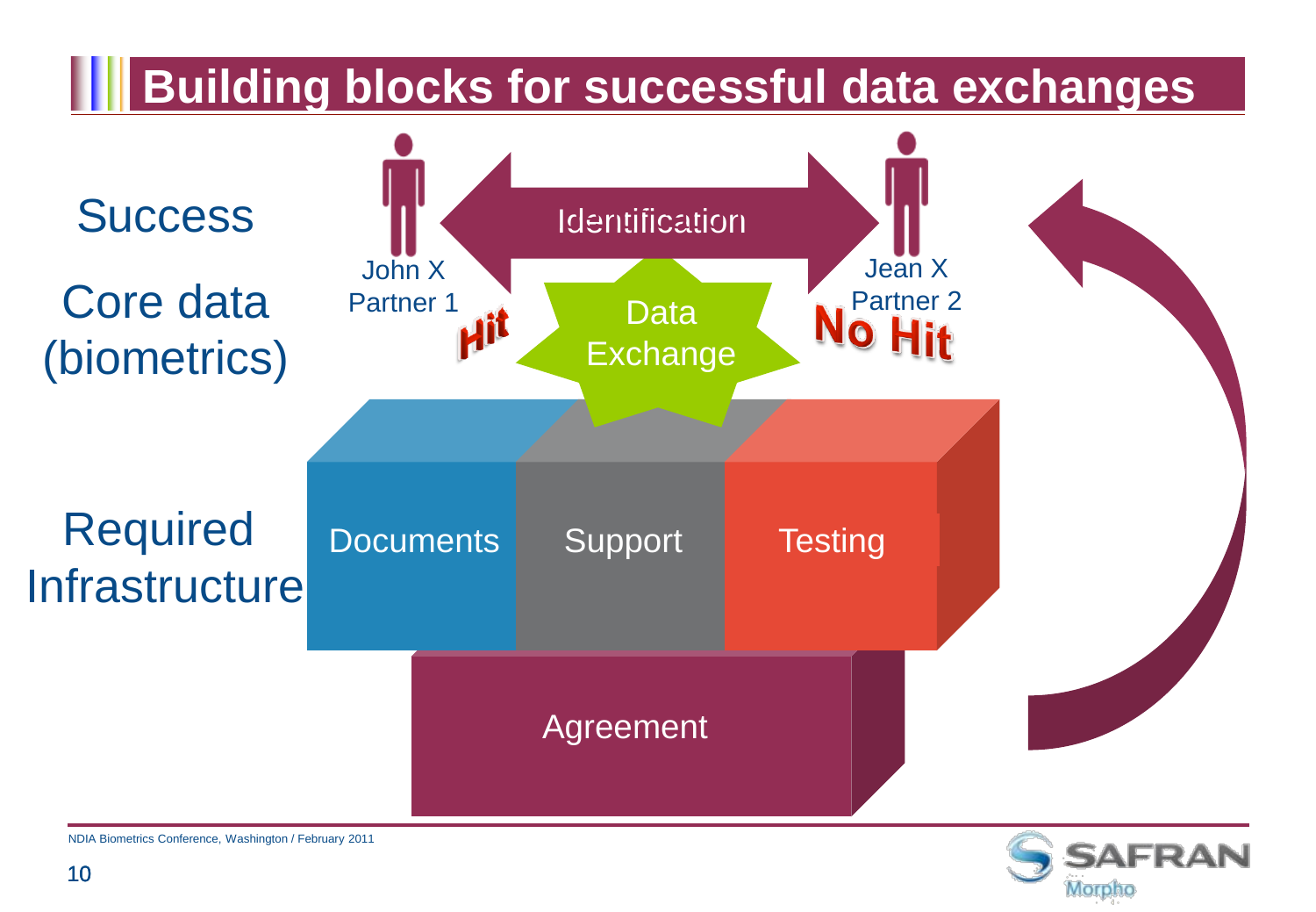# Building blocks for successful data exchanges

Success

Core data (biometrics)

Required Infrastructure

John X
Partner 1

Identification

Jean X
Partner 2

Hit

Data Exchange

No Hit

Documents

Support

Testing

Agreement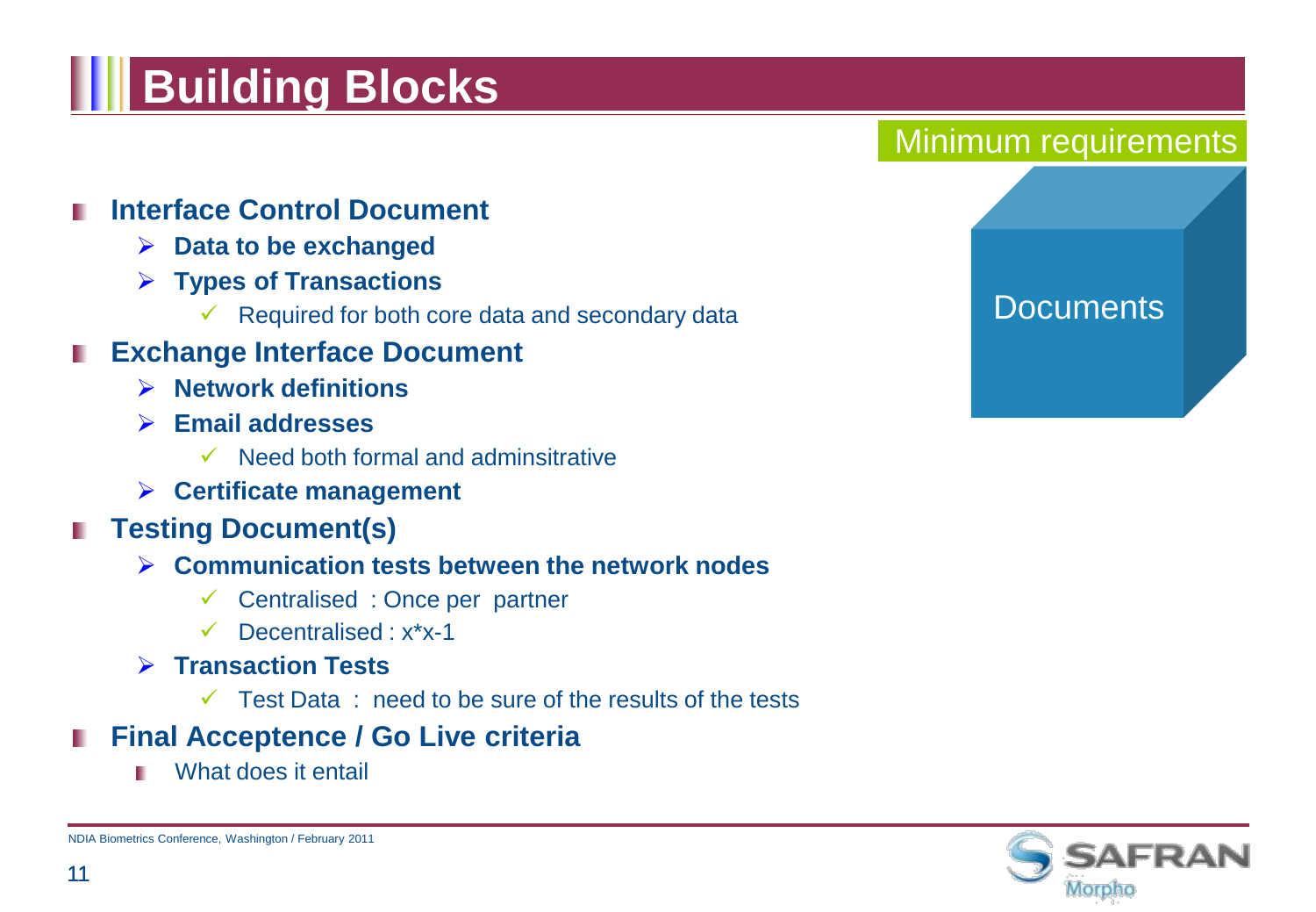# Building Blocks

Minimum requirements

Documents

- **Interface Control Document**
  - **Data to be exchanged**
  - **Types of Transactions**
    - Required for both core data and secondary data
- **Exchange Interface Document**
  - **Network definitions**
  - **Email addresses**
    - Need both formal and adminsitrative
  - **Certificate management**
- **Testing Document(s)**
  - **Communication tests between the network nodes**
    - Centralised : Once per partner
    - Decentralised : x*x-1
  - **Transaction Tests**
    - Test Data : need to be sure of the results of the tests
- **Final Acceptence / Go Live criteria**
  - What does it entail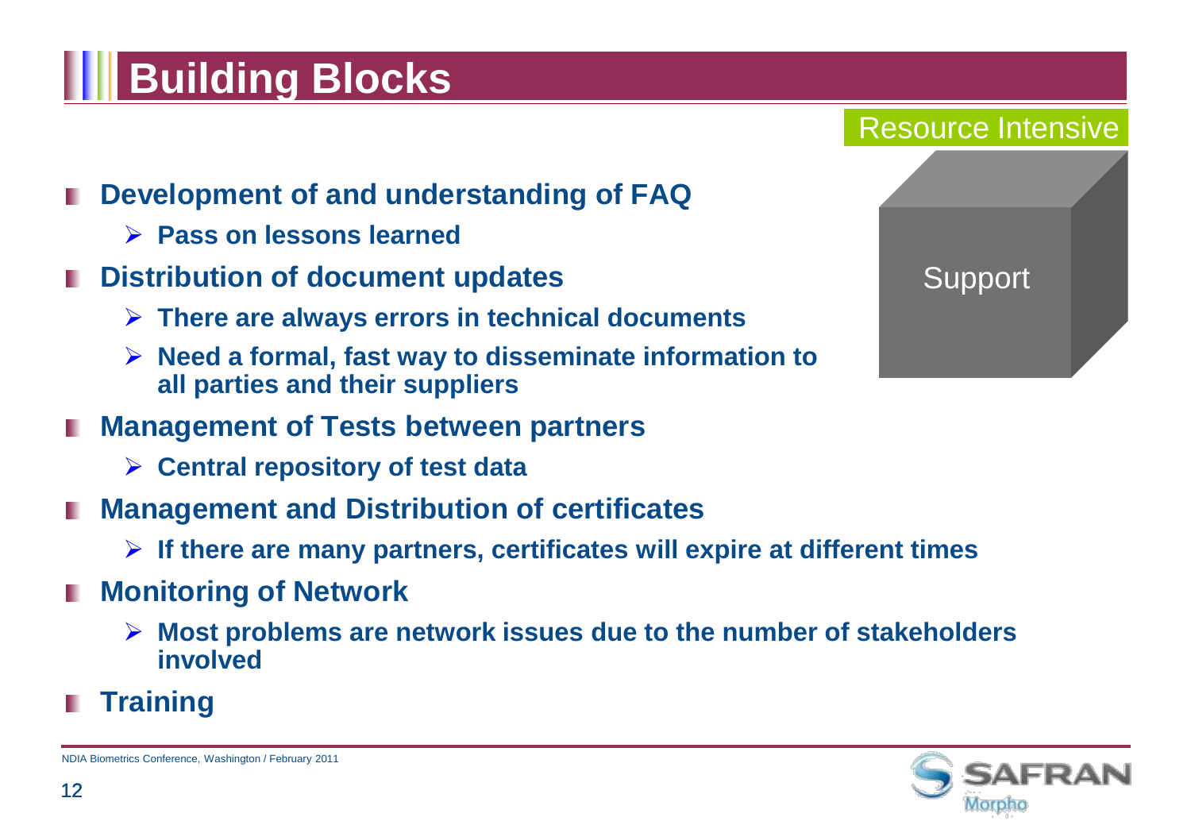# Building Blocks

Resource Intensive

Support

- **Development of and understanding of FAQ**
  - **Pass on lessons learned**
- **Distribution of document updates**
  - **There are always errors in technical documents**
  - **Need a formal, fast way to disseminate information to all parties and their suppliers**
- **Management of Tests between partners**
  - **Central repository of test data**
- **Management and Distribution of certificates**
  - **If there are many partners, certificates will expire at different times**
- **Monitoring of Network**
  - **Most problems are network issues due to the number of stakeholders involved**
- **Training**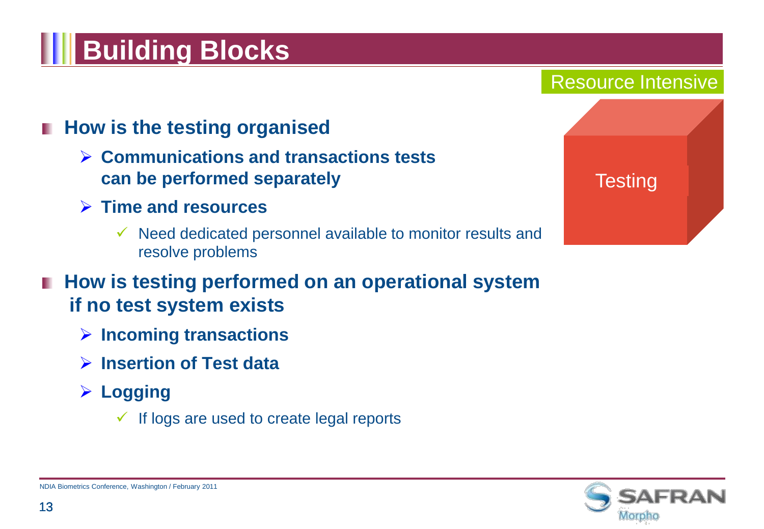# Building Blocks

Resource Intensive

Testing

- **How is the testing organised**
  - **Communications and transactions tests can be performed separately**
  - **Time and resources**
    - Need dedicated personnel available to monitor results and resolve problems
- **How is testing performed on an operational system if no test system exists**
  - **Incoming transactions**
  - **Insertion of Test data**
  - **Logging**
    - If logs are used to create legal reports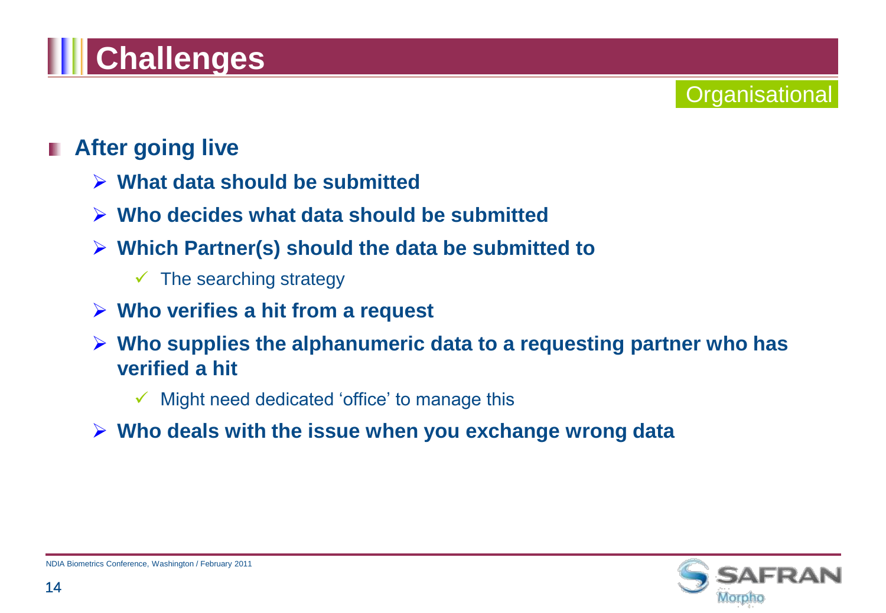# Challenges

Organisational

- **After going live**
  - **What data should be submitted**
  - **Who decides what data should be submitted**
  - **Which Partner(s) should the data be submitted to**
    - The searching strategy
  - **Who verifies a hit from a request**
  - **Who supplies the alphanumeric data to a requesting partner who has verified a hit**
    - Might need dedicated 'office' to manage this
  - **Who deals with the issue when you exchange wrong data**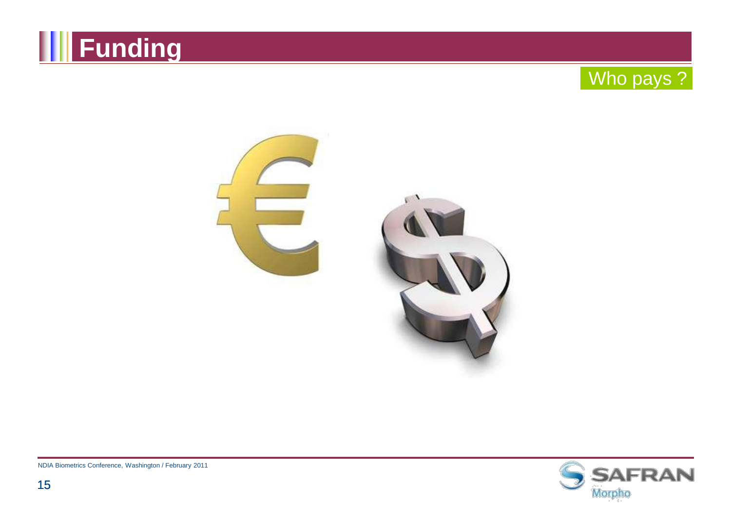# Funding

Who pays ?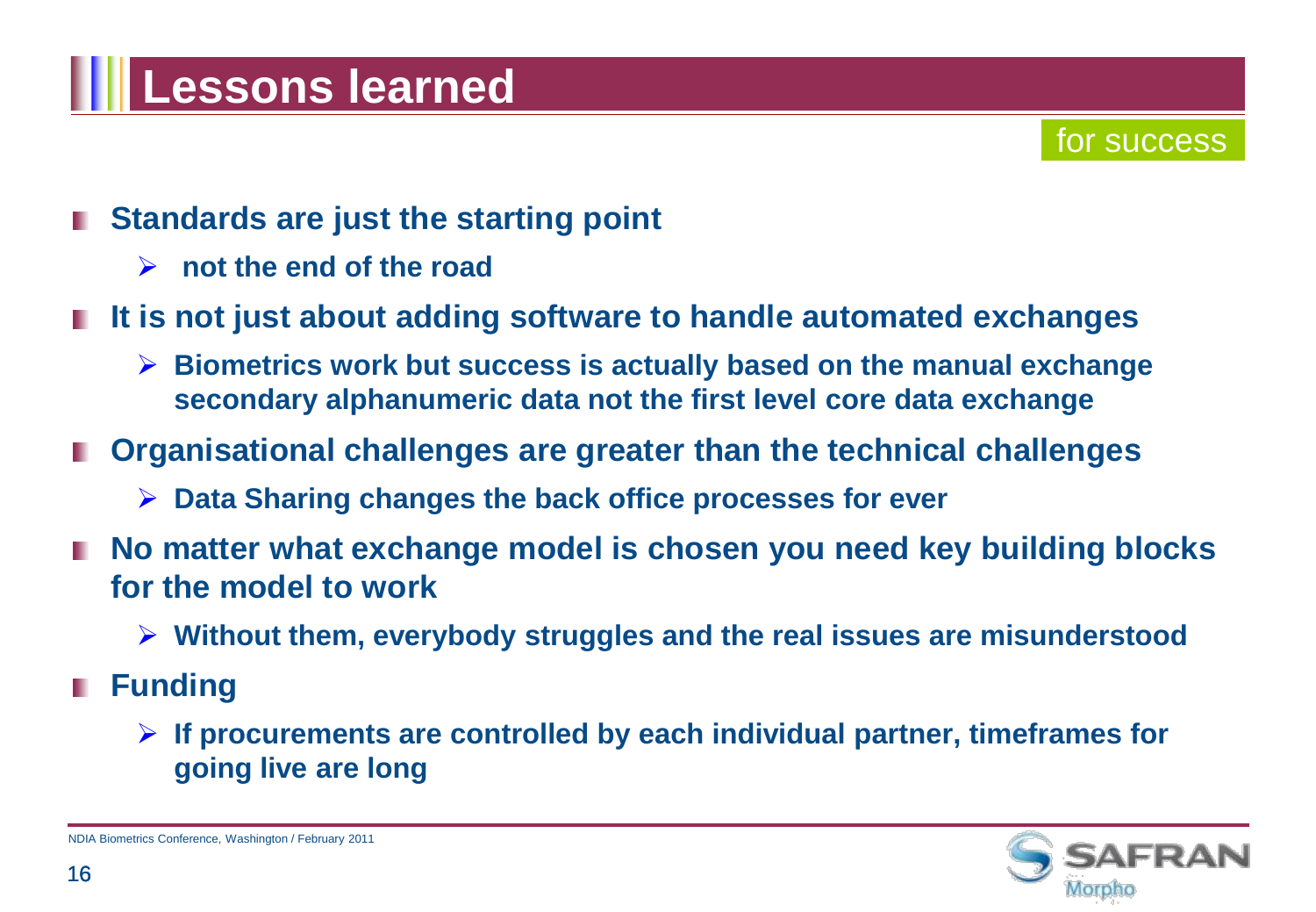# Lessons learned

for success

- **Standards are just the starting point**
  - **not the end of the road**
- **It is not just about adding software to handle automated exchanges**
  - **Biometrics work but success is actually based on the manual exchange secondary alphanumeric data not the first level core data exchange**
- **Organisational challenges are greater than the technical challenges**
  - **Data Sharing changes the back office processes for ever**
- **No matter what exchange model is chosen you need key building blocks for the model to work**
  - **Without them, everybody struggles and the real issues are misunderstood**
- **Funding**
  - **If procurements are controlled by each individual partner, timeframes for going live are long**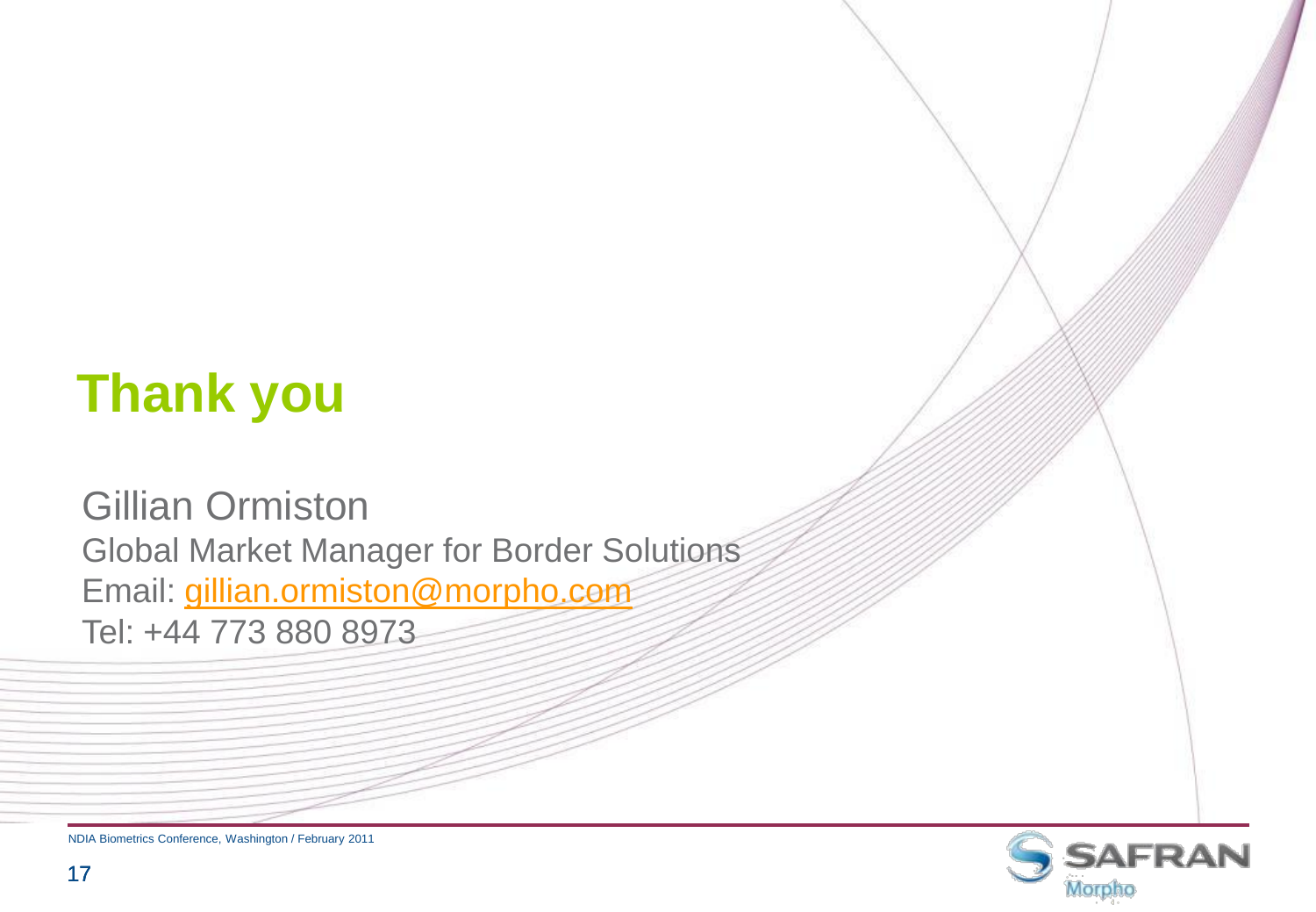# Thank you

Gillian Ormiston

Global Market Manager for Border Solutions

Email: [gillian.ormiston@morpho.com](mailto:gillian.ormiston@morpho.com)

Tel: +44 773 880 8973